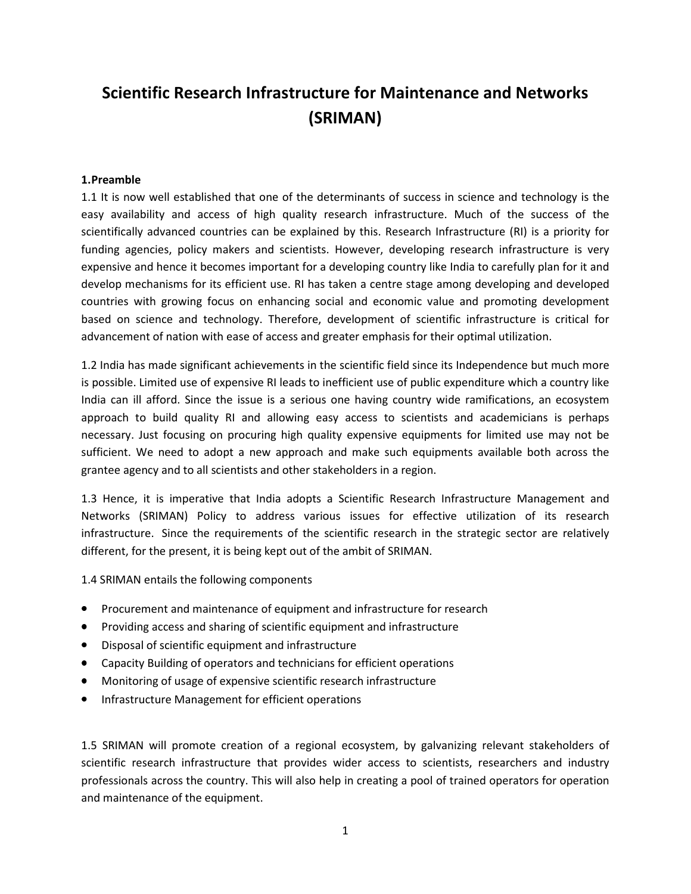# Scientific Research Infrastructure for Maintenance and Networks (SRIMAN)

## 1.Preamble

1.1 It is now well established that one of the determinants of success in science and technology is the easy availability and access of high quality research infrastructure. Much of the success of the scientifically advanced countries can be explained by this. Research Infrastructure (RI) is a priority for funding agencies, policy makers and scientists. However, developing research infrastructure is very expensive and hence it becomes important for a developing country like India to carefully plan for it and develop mechanisms for its efficient use. RI has taken a centre stage among developing and developed countries with growing focus on enhancing social and economic value and promoting development based on science and technology. Therefore, development of scientific infrastructure is critical for advancement of nation with ease of access and greater emphasis for their optimal utilization.

1.2 India has made significant achievements in the scientific field since its Independence but much more is possible. Limited use of expensive RI leads to inefficient use of public expenditure which a country like India can ill afford. Since the issue is a serious one having country wide ramifications, an ecosystem approach to build quality RI and allowing easy access to scientists and academicians is perhaps necessary. Just focusing on procuring high quality expensive equipments for limited use may not be sufficient. We need to adopt a new approach and make such equipments available both across the grantee agency and to all scientists and other stakeholders in a region.

1.3 Hence, it is imperative that India adopts a Scientific Research Infrastructure Management and Networks (SRIMAN) Policy to address various issues for effective utilization of its research infrastructure. Since the requirements of the scientific research in the strategic sector are relatively different, for the present, it is being kept out of the ambit of SRIMAN.

1.4 SRIMAN entails the following components

- Procurement and maintenance of equipment and infrastructure for research
- Providing access and sharing of scientific equipment and infrastructure
- Disposal of scientific equipment and infrastructure
- Capacity Building of operators and technicians for efficient operations
- Monitoring of usage of expensive scientific research infrastructure
- Infrastructure Management for efficient operations

1.5 SRIMAN will promote creation of a regional ecosystem, by galvanizing relevant stakeholders of scientific research infrastructure that provides wider access to scientists, researchers and industry professionals across the country. This will also help in creating a pool of trained operators for operation and maintenance of the equipment.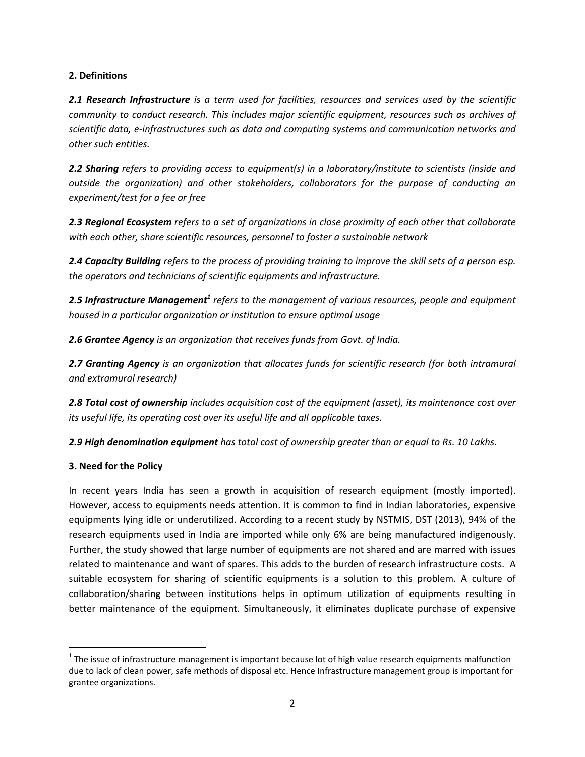## 2. Definitions

***2.1 Research Infrastructure*** *is a term used for facilities, resources and services used by the scientific community to conduct research. This includes major scientific equipment, resources such as archives of scientific data, e-infrastructures such as data and computing systems and communication networks and other such entities.*

***2.2 Sharing*** *refers to providing access to equipment(s) in a laboratory/institute to scientists (inside and outside the organization) and other stakeholders, collaborators for the purpose of conducting an experiment/test for a fee or free*

***2.3 Regional Ecosystem*** *refers to a set of organizations in close proximity of each other that collaborate with each other, share scientific resources, personnel to foster a sustainable network*

***2.4 Capacity Building*** *refers to the process of providing training to improve the skill sets of a person esp. the operators and technicians of scientific equipments and infrastructure.*

***2.5 Infrastructure Management***[1] *refers to the management of various resources, people and equipment housed in a particular organization or institution to ensure optimal usage*

***2.6 Grantee Agency*** *is an organization that receives funds from Govt. of India.*

***2.7 Granting Agency*** *is an organization that allocates funds for scientific research (for both intramural and extramural research)*

***2.8 Total cost of ownership*** *includes acquisition cost of the equipment (asset), its maintenance cost over its useful life, its operating cost over its useful life and all applicable taxes.*

***2.9 High denomination equipment*** *has total cost of ownership greater than or equal to Rs. 10 Lakhs.*

## 3. Need for the Policy

In recent years India has seen a growth in acquisition of research equipment (mostly imported). However, access to equipments needs attention. It is common to find in Indian laboratories, expensive equipments lying idle or underutilized. According to a recent study by NSTMIS, DST (2013), 94% of the research equipments used in India are imported while only 6% are being manufactured indigenously. Further, the study showed that large number of equipments are not shared and are marred with issues related to maintenance and want of spares. This adds to the burden of research infrastructure costs. A suitable ecosystem for sharing of scientific equipments is a solution to this problem. A culture of collaboration/sharing between institutions helps in optimum utilization of equipments resulting in better maintenance of the equipment. Simultaneously, it eliminates duplicate purchase of expensive

---

[1] The issue of infrastructure management is important because lot of high value research equipments malfunction due to lack of clean power, safe methods of disposal etc. Hence Infrastructure management group is important for grantee organizations.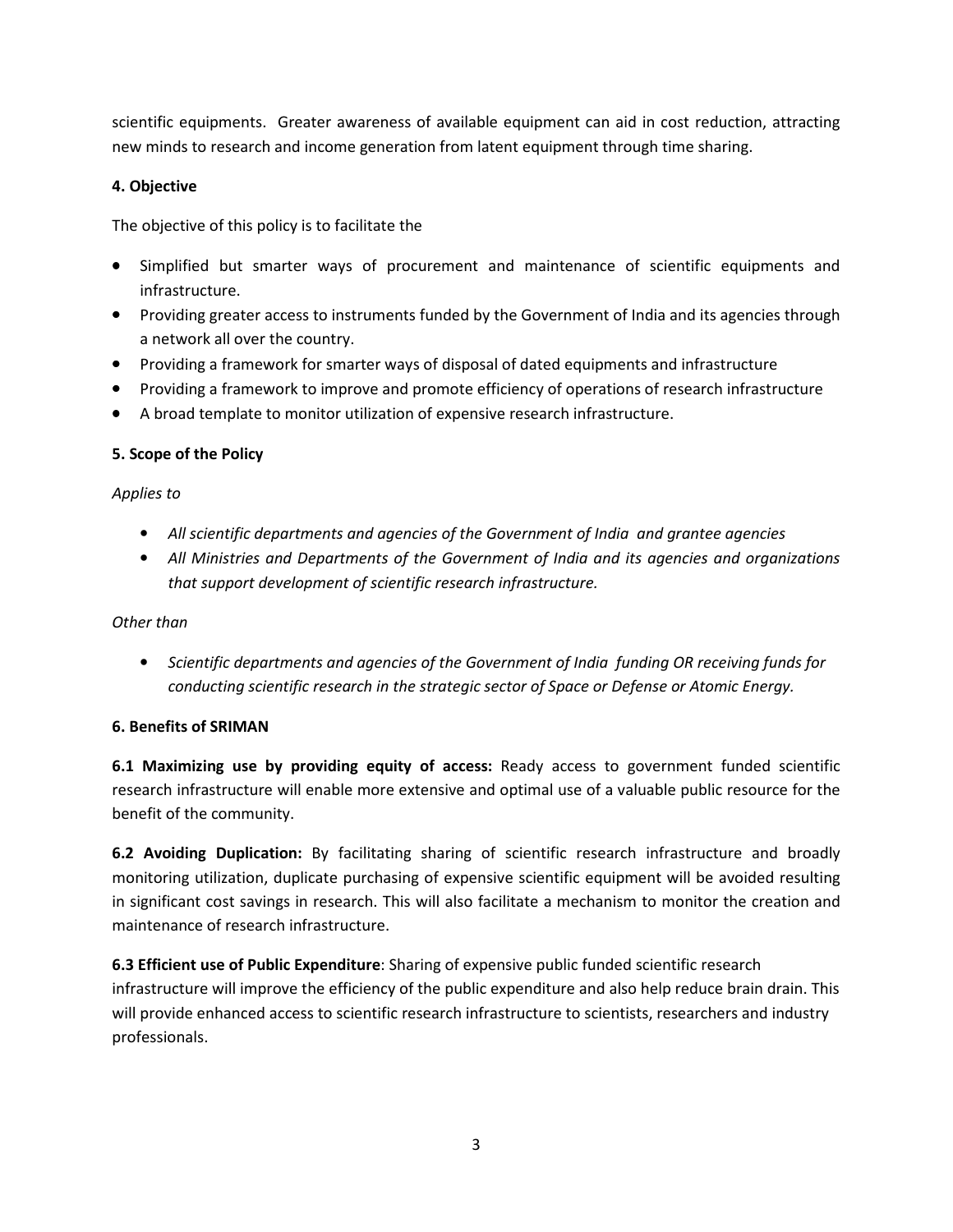scientific equipments. Greater awareness of available equipment can aid in cost reduction, attracting new minds to research and income generation from latent equipment through time sharing.

**4. Objective**

The objective of this policy is to facilitate the

- Simplified but smarter ways of procurement and maintenance of scientific equipments and infrastructure.
- Providing greater access to instruments funded by the Government of India and its agencies through a network all over the country.
- Providing a framework for smarter ways of disposal of dated equipments and infrastructure
- Providing a framework to improve and promote efficiency of operations of research infrastructure
- A broad template to monitor utilization of expensive research infrastructure.

**5. Scope of the Policy**

*Applies to*

- *All scientific departments and agencies of the Government of India and grantee agencies*
- *All Ministries and Departments of the Government of India and its agencies and organizations that support development of scientific research infrastructure.*

*Other than*

- *Scientific departments and agencies of the Government of India funding OR receiving funds for conducting scientific research in the strategic sector of Space or Defense or Atomic Energy.*

**6. Benefits of SRIMAN**

**6.1 Maximizing use by providing equity of access:** Ready access to government funded scientific research infrastructure will enable more extensive and optimal use of a valuable public resource for the benefit of the community.

**6.2 Avoiding Duplication:** By facilitating sharing of scientific research infrastructure and broadly monitoring utilization, duplicate purchasing of expensive scientific equipment will be avoided resulting in significant cost savings in research. This will also facilitate a mechanism to monitor the creation and maintenance of research infrastructure.

**6.3 Efficient use of Public Expenditure**: Sharing of expensive public funded scientific research infrastructure will improve the efficiency of the public expenditure and also help reduce brain drain. This will provide enhanced access to scientific research infrastructure to scientists, researchers and industry professionals.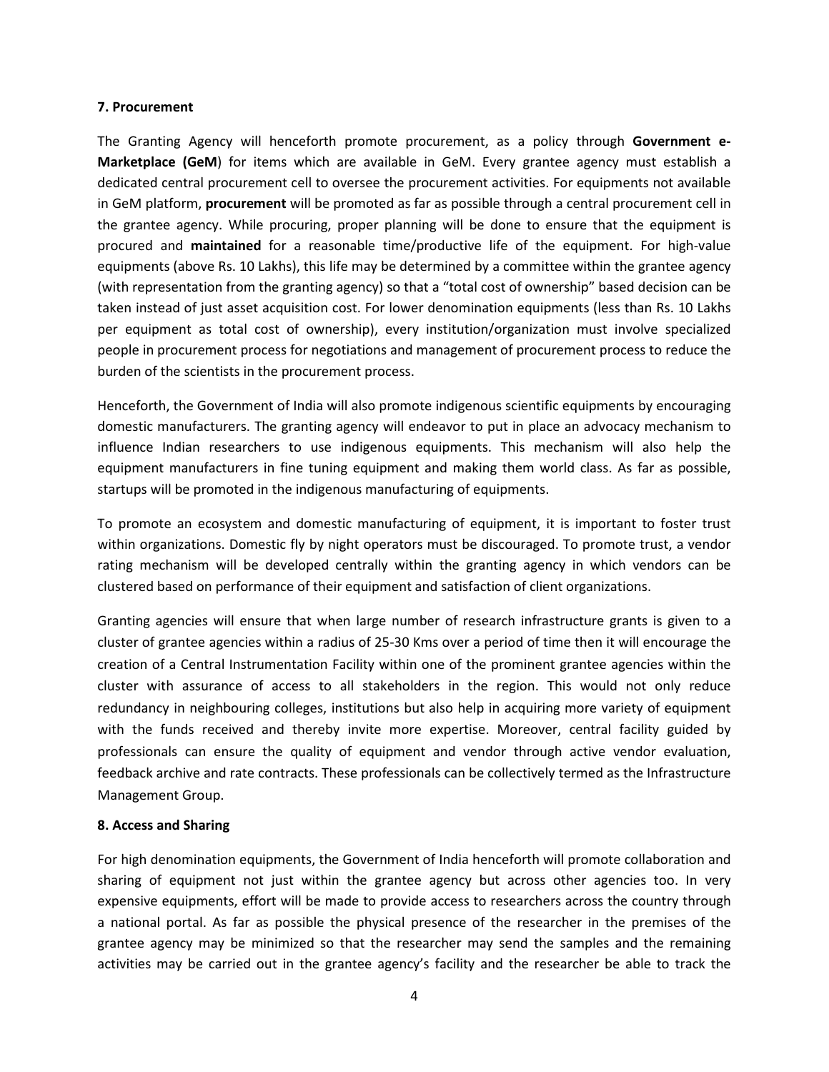**7. Procurement**

The Granting Agency will henceforth promote procurement, as a policy through **Government e-Marketplace (GeM**) for items which are available in GeM. Every grantee agency must establish a dedicated central procurement cell to oversee the procurement activities. For equipments not available in GeM platform, **procurement** will be promoted as far as possible through a central procurement cell in the grantee agency. While procuring, proper planning will be done to ensure that the equipment is procured and **maintained** for a reasonable time/productive life of the equipment. For high-value equipments (above Rs. 10 Lakhs), this life may be determined by a committee within the grantee agency (with representation from the granting agency) so that a "total cost of ownership" based decision can be taken instead of just asset acquisition cost. For lower denomination equipments (less than Rs. 10 Lakhs per equipment as total cost of ownership), every institution/organization must involve specialized people in procurement process for negotiations and management of procurement process to reduce the burden of the scientists in the procurement process.

Henceforth, the Government of India will also promote indigenous scientific equipments by encouraging domestic manufacturers. The granting agency will endeavor to put in place an advocacy mechanism to influence Indian researchers to use indigenous equipments. This mechanism will also help the equipment manufacturers in fine tuning equipment and making them world class. As far as possible, startups will be promoted in the indigenous manufacturing of equipments.

To promote an ecosystem and domestic manufacturing of equipment, it is important to foster trust within organizations. Domestic fly by night operators must be discouraged. To promote trust, a vendor rating mechanism will be developed centrally within the granting agency in which vendors can be clustered based on performance of their equipment and satisfaction of client organizations.

Granting agencies will ensure that when large number of research infrastructure grants is given to a cluster of grantee agencies within a radius of 25-30 Kms over a period of time then it will encourage the creation of a Central Instrumentation Facility within one of the prominent grantee agencies within the cluster with assurance of access to all stakeholders in the region. This would not only reduce redundancy in neighbouring colleges, institutions but also help in acquiring more variety of equipment with the funds received and thereby invite more expertise. Moreover, central facility guided by professionals can ensure the quality of equipment and vendor through active vendor evaluation, feedback archive and rate contracts. These professionals can be collectively termed as the Infrastructure Management Group.

**8. Access and Sharing**

For high denomination equipments, the Government of India henceforth will promote collaboration and sharing of equipment not just within the grantee agency but across other agencies too. In very expensive equipments, effort will be made to provide access to researchers across the country through a national portal. As far as possible the physical presence of the researcher in the premises of the grantee agency may be minimized so that the researcher may send the samples and the remaining activities may be carried out in the grantee agency's facility and the researcher be able to track the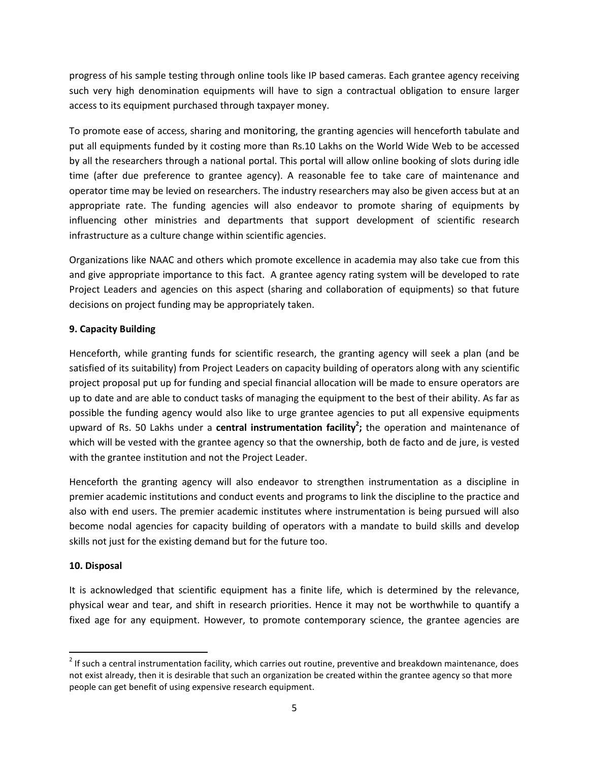progress of his sample testing through online tools like IP based cameras. Each grantee agency receiving such very high denomination equipments will have to sign a contractual obligation to ensure larger access to its equipment purchased through taxpayer money.

To promote ease of access, sharing and monitoring, the granting agencies will henceforth tabulate and put all equipments funded by it costing more than Rs.10 Lakhs on the World Wide Web to be accessed by all the researchers through a national portal. This portal will allow online booking of slots during idle time (after due preference to grantee agency). A reasonable fee to take care of maintenance and operator time may be levied on researchers. The industry researchers may also be given access but at an appropriate rate. The funding agencies will also endeavor to promote sharing of equipments by influencing other ministries and departments that support development of scientific research infrastructure as a culture change within scientific agencies.

Organizations like NAAC and others which promote excellence in academia may also take cue from this and give appropriate importance to this fact. A grantee agency rating system will be developed to rate Project Leaders and agencies on this aspect (sharing and collaboration of equipments) so that future decisions on project funding may be appropriately taken.

**9. Capacity Building**

Henceforth, while granting funds for scientific research, the granting agency will seek a plan (and be satisfied of its suitability) from Project Leaders on capacity building of operators along with any scientific project proposal put up for funding and special financial allocation will be made to ensure operators are up to date and are able to conduct tasks of managing the equipment to the best of their ability. As far as possible the funding agency would also like to urge grantee agencies to put all expensive equipments upward of Rs. 50 Lakhs under a **central instrumentation facility**[2]**;** the operation and maintenance of which will be vested with the grantee agency so that the ownership, both de facto and de jure, is vested with the grantee institution and not the Project Leader.

Henceforth the granting agency will also endeavor to strengthen instrumentation as a discipline in premier academic institutions and conduct events and programs to link the discipline to the practice and also with end users. The premier academic institutes where instrumentation is being pursued will also become nodal agencies for capacity building of operators with a mandate to build skills and develop skills not just for the existing demand but for the future too.

**10. Disposal**

It is acknowledged that scientific equipment has a finite life, which is determined by the relevance, physical wear and tear, and shift in research priorities. Hence it may not be worthwhile to quantify a fixed age for any equipment. However, to promote contemporary science, the grantee agencies are

---

[2] If such a central instrumentation facility, which carries out routine, preventive and breakdown maintenance, does not exist already, then it is desirable that such an organization be created within the grantee agency so that more people can get benefit of using expensive research equipment.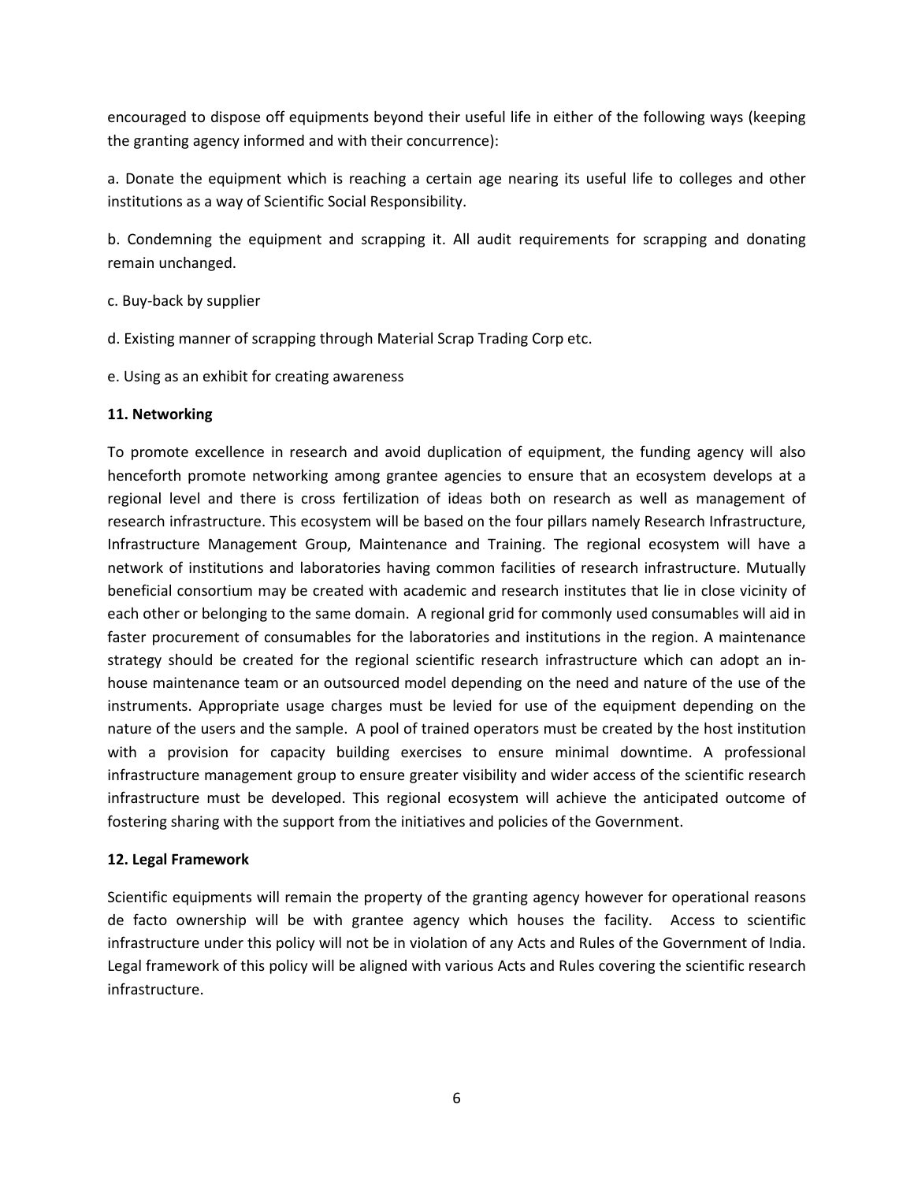encouraged to dispose off equipments beyond their useful life in either of the following ways (keeping the granting agency informed and with their concurrence):

a. Donate the equipment which is reaching a certain age nearing its useful life to colleges and other institutions as a way of Scientific Social Responsibility.

b. Condemning the equipment and scrapping it. All audit requirements for scrapping and donating remain unchanged.

c. Buy-back by supplier

d. Existing manner of scrapping through Material Scrap Trading Corp etc.

e. Using as an exhibit for creating awareness

**11. Networking**

To promote excellence in research and avoid duplication of equipment, the funding agency will also henceforth promote networking among grantee agencies to ensure that an ecosystem develops at a regional level and there is cross fertilization of ideas both on research as well as management of research infrastructure. This ecosystem will be based on the four pillars namely Research Infrastructure, Infrastructure Management Group, Maintenance and Training. The regional ecosystem will have a network of institutions and laboratories having common facilities of research infrastructure. Mutually beneficial consortium may be created with academic and research institutes that lie in close vicinity of each other or belonging to the same domain. A regional grid for commonly used consumables will aid in faster procurement of consumables for the laboratories and institutions in the region. A maintenance strategy should be created for the regional scientific research infrastructure which can adopt an in-house maintenance team or an outsourced model depending on the need and nature of the use of the instruments. Appropriate usage charges must be levied for use of the equipment depending on the nature of the users and the sample. A pool of trained operators must be created by the host institution with a provision for capacity building exercises to ensure minimal downtime. A professional infrastructure management group to ensure greater visibility and wider access of the scientific research infrastructure must be developed. This regional ecosystem will achieve the anticipated outcome of fostering sharing with the support from the initiatives and policies of the Government.

**12. Legal Framework**

Scientific equipments will remain the property of the granting agency however for operational reasons de facto ownership will be with grantee agency which houses the facility. Access to scientific infrastructure under this policy will not be in violation of any Acts and Rules of the Government of India. Legal framework of this policy will be aligned with various Acts and Rules covering the scientific research infrastructure.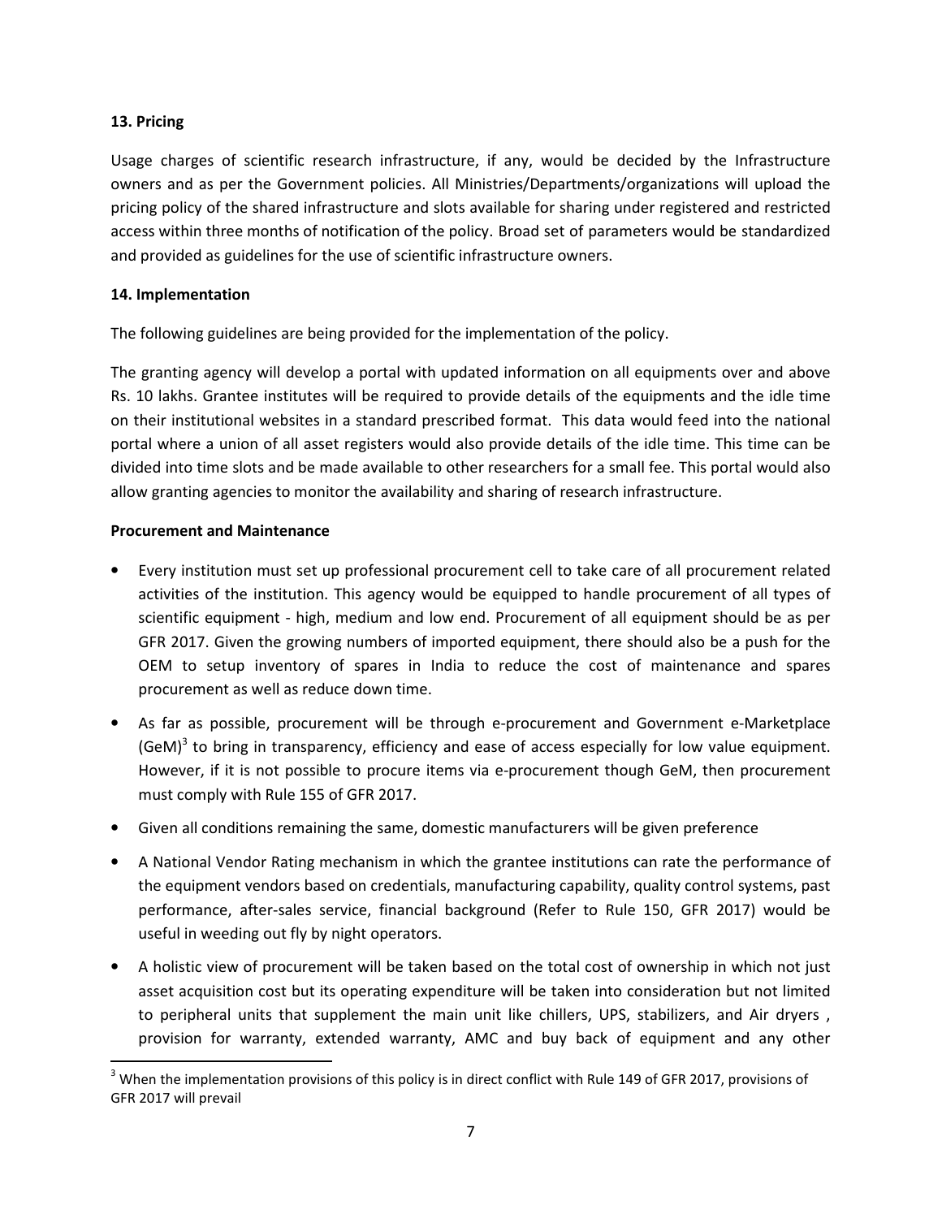**13. Pricing**

Usage charges of scientific research infrastructure, if any, would be decided by the Infrastructure owners and as per the Government policies. All Ministries/Departments/organizations will upload the pricing policy of the shared infrastructure and slots available for sharing under registered and restricted access within three months of notification of the policy. Broad set of parameters would be standardized and provided as guidelines for the use of scientific infrastructure owners.

**14. Implementation**

The following guidelines are being provided for the implementation of the policy.

The granting agency will develop a portal with updated information on all equipments over and above Rs. 10 lakhs. Grantee institutes will be required to provide details of the equipments and the idle time on their institutional websites in a standard prescribed format. This data would feed into the national portal where a union of all asset registers would also provide details of the idle time. This time can be divided into time slots and be made available to other researchers for a small fee. This portal would also allow granting agencies to monitor the availability and sharing of research infrastructure.

**Procurement and Maintenance**

- Every institution must set up professional procurement cell to take care of all procurement related activities of the institution. This agency would be equipped to handle procurement of all types of scientific equipment - high, medium and low end. Procurement of all equipment should be as per GFR 2017. Given the growing numbers of imported equipment, there should also be a push for the OEM to setup inventory of spares in India to reduce the cost of maintenance and spares procurement as well as reduce down time.
- As far as possible, procurement will be through e-procurement and Government e-Marketplace (GeM)[3] to bring in transparency, efficiency and ease of access especially for low value equipment. However, if it is not possible to procure items via e-procurement though GeM, then procurement must comply with Rule 155 of GFR 2017.
- Given all conditions remaining the same, domestic manufacturers will be given preference
- A National Vendor Rating mechanism in which the grantee institutions can rate the performance of the equipment vendors based on credentials, manufacturing capability, quality control systems, past performance, after-sales service, financial background (Refer to Rule 150, GFR 2017) would be useful in weeding out fly by night operators.
- A holistic view of procurement will be taken based on the total cost of ownership in which not just asset acquisition cost but its operating expenditure will be taken into consideration but not limited to peripheral units that supplement the main unit like chillers, UPS, stabilizers, and Air dryers , provision for warranty, extended warranty, AMC and buy back of equipment and any other

[3] When the implementation provisions of this policy is in direct conflict with Rule 149 of GFR 2017, provisions of GFR 2017 will prevail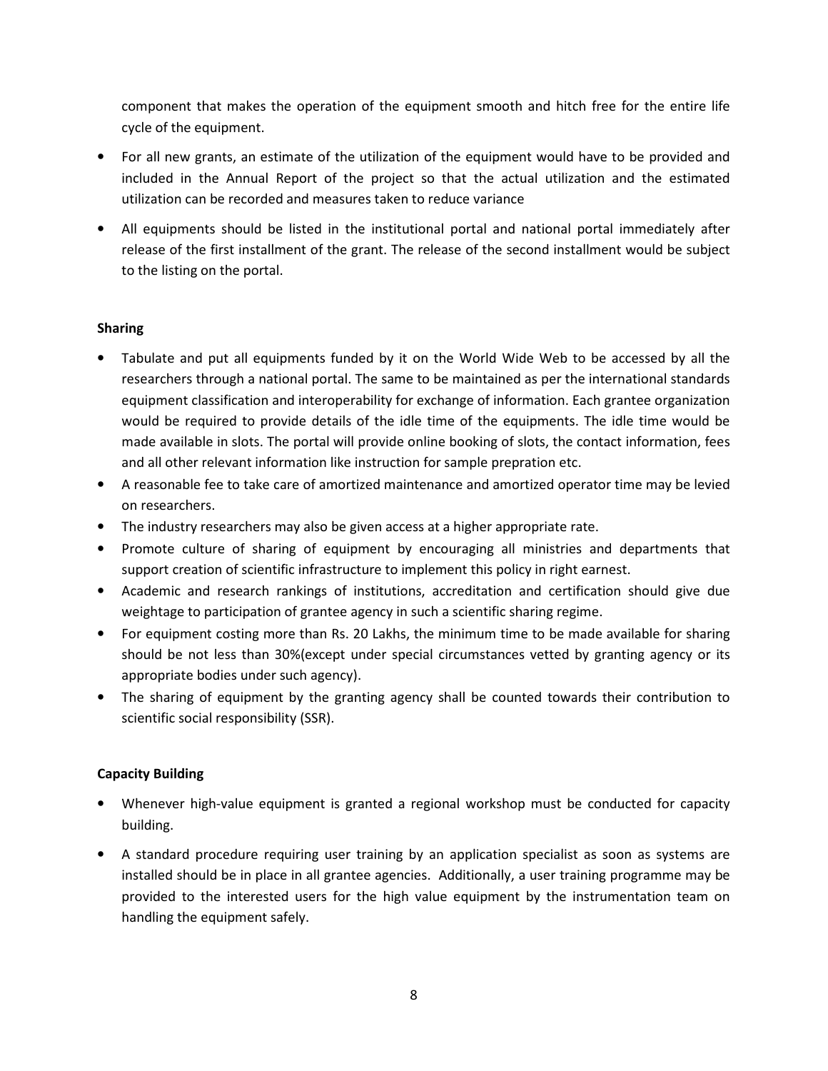component that makes the operation of the equipment smooth and hitch free for the entire life cycle of the equipment.

- For all new grants, an estimate of the utilization of the equipment would have to be provided and included in the Annual Report of the project so that the actual utilization and the estimated utilization can be recorded and measures taken to reduce variance
- All equipments should be listed in the institutional portal and national portal immediately after release of the first installment of the grant. The release of the second installment would be subject to the listing on the portal.

**Sharing**

- Tabulate and put all equipments funded by it on the World Wide Web to be accessed by all the researchers through a national portal. The same to be maintained as per the international standards equipment classification and interoperability for exchange of information. Each grantee organization would be required to provide details of the idle time of the equipments. The idle time would be made available in slots. The portal will provide online booking of slots, the contact information, fees and all other relevant information like instruction for sample prepration etc.
- A reasonable fee to take care of amortized maintenance and amortized operator time may be levied on researchers.
- The industry researchers may also be given access at a higher appropriate rate.
- Promote culture of sharing of equipment by encouraging all ministries and departments that support creation of scientific infrastructure to implement this policy in right earnest.
- Academic and research rankings of institutions, accreditation and certification should give due weightage to participation of grantee agency in such a scientific sharing regime.
- For equipment costing more than Rs. 20 Lakhs, the minimum time to be made available for sharing should be not less than 30%(except under special circumstances vetted by granting agency or its appropriate bodies under such agency).
- The sharing of equipment by the granting agency shall be counted towards their contribution to scientific social responsibility (SSR).

**Capacity Building**

- Whenever high-value equipment is granted a regional workshop must be conducted for capacity building.
- A standard procedure requiring user training by an application specialist as soon as systems are installed should be in place in all grantee agencies. Additionally, a user training programme may be provided to the interested users for the high value equipment by the instrumentation team on handling the equipment safely.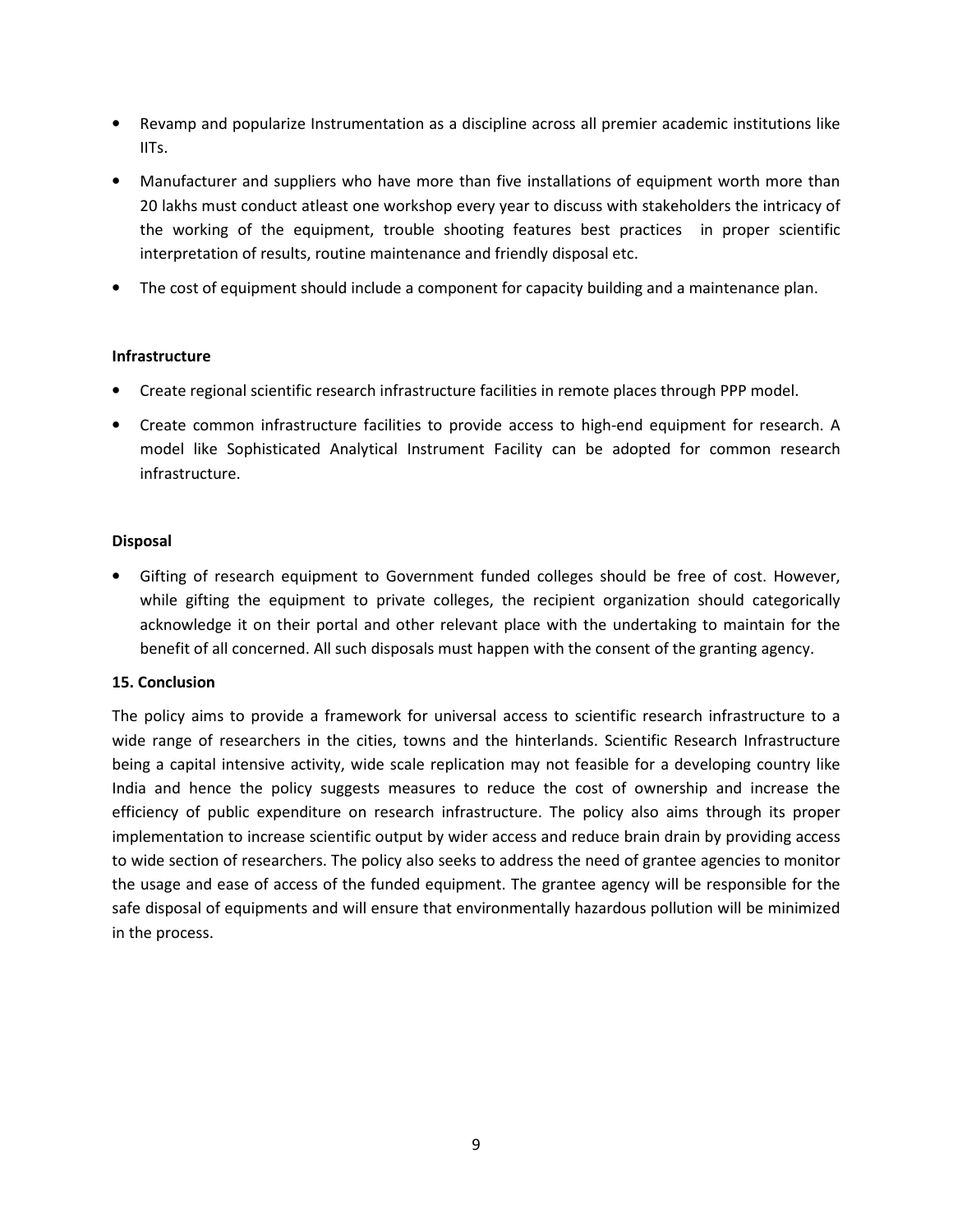- Revamp and popularize Instrumentation as a discipline across all premier academic institutions like IITs.
- Manufacturer and suppliers who have more than five installations of equipment worth more than 20 lakhs must conduct atleast one workshop every year to discuss with stakeholders the intricacy of the working of the equipment, trouble shooting features best practices in proper scientific interpretation of results, routine maintenance and friendly disposal etc.
- The cost of equipment should include a component for capacity building and a maintenance plan.

**Infrastructure**

- Create regional scientific research infrastructure facilities in remote places through PPP model.
- Create common infrastructure facilities to provide access to high-end equipment for research. A model like Sophisticated Analytical Instrument Facility can be adopted for common research infrastructure.

**Disposal**

- Gifting of research equipment to Government funded colleges should be free of cost. However, while gifting the equipment to private colleges, the recipient organization should categorically acknowledge it on their portal and other relevant place with the undertaking to maintain for the benefit of all concerned. All such disposals must happen with the consent of the granting agency.

**15. Conclusion**

The policy aims to provide a framework for universal access to scientific research infrastructure to a wide range of researchers in the cities, towns and the hinterlands. Scientific Research Infrastructure being a capital intensive activity, wide scale replication may not feasible for a developing country like India and hence the policy suggests measures to reduce the cost of ownership and increase the efficiency of public expenditure on research infrastructure. The policy also aims through its proper implementation to increase scientific output by wider access and reduce brain drain by providing access to wide section of researchers. The policy also seeks to address the need of grantee agencies to monitor the usage and ease of access of the funded equipment. The grantee agency will be responsible for the safe disposal of equipments and will ensure that environmentally hazardous pollution will be minimized in the process.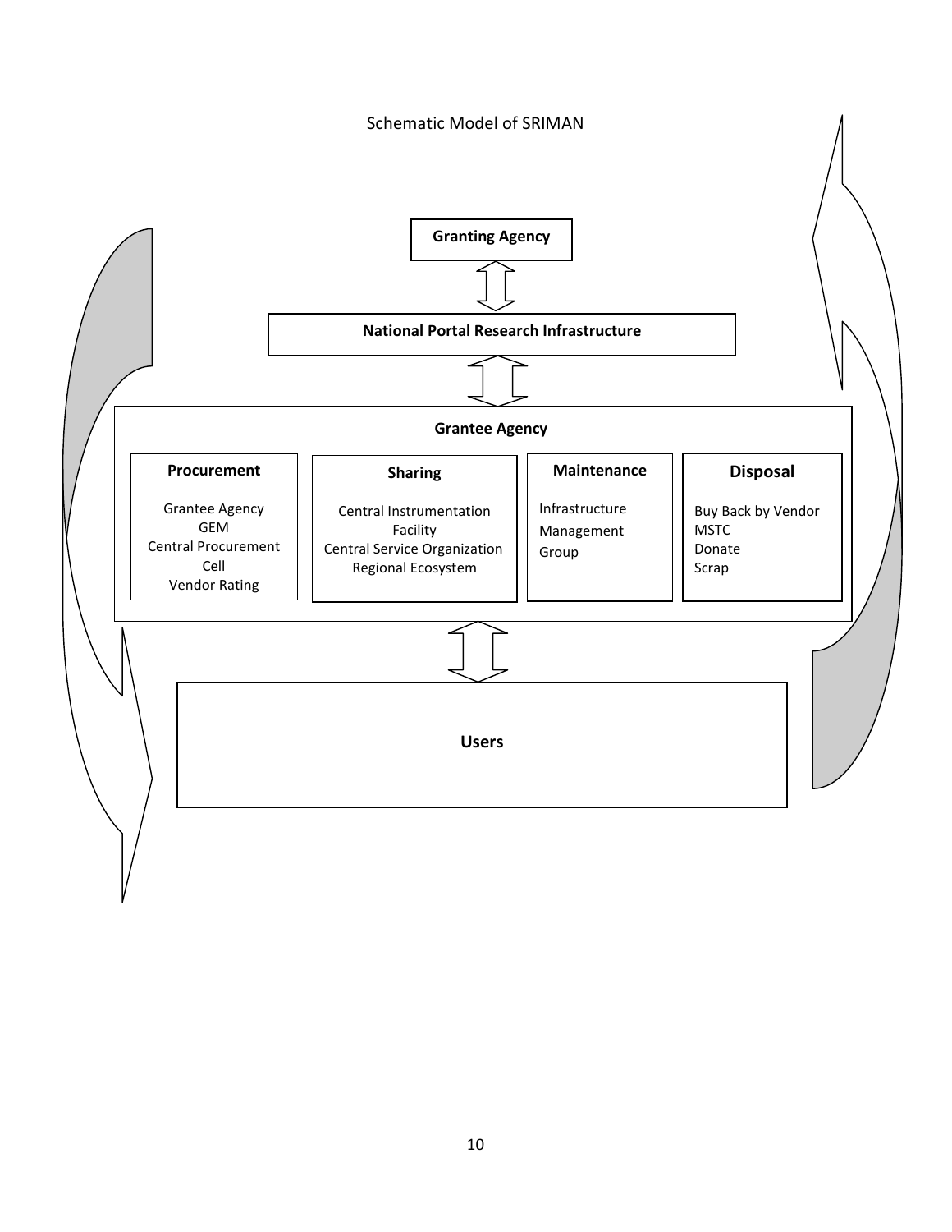Schematic Model of SRIMAN

**Granting Agency**

**National Portal Research Infrastructure**

**Grantee Agency**

**Procurement**

Grantee Agency
GEM
Central Procurement Cell
Vendor Rating

**Sharing**

Central Instrumentation Facility
Central Service Organization
Regional Ecosystem

**Maintenance**

Infrastructure Management Group

**Disposal**

Buy Back by Vendor
MSTC
Donate
Scrap

**Users**